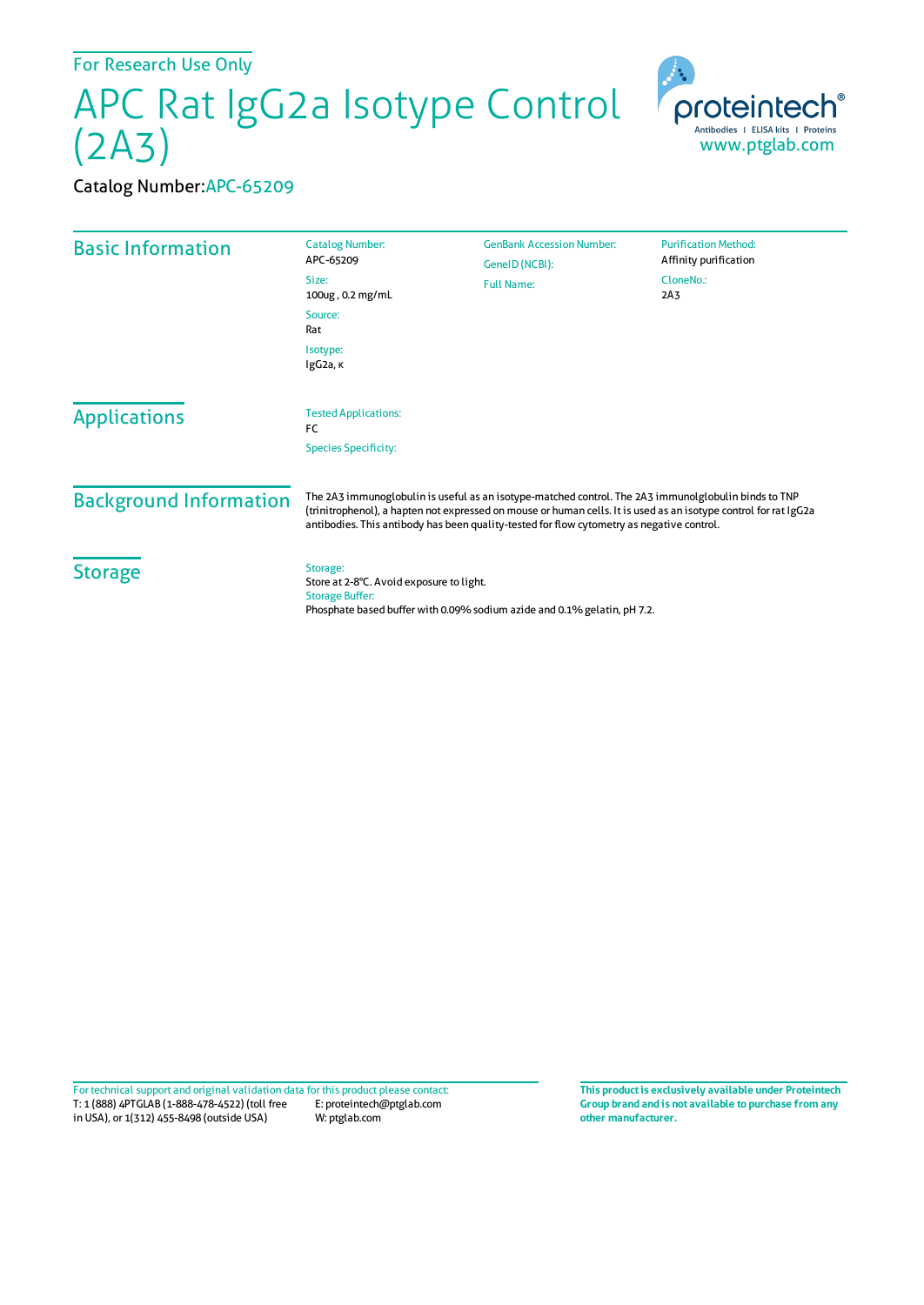For Research Use Only

# APC Rat IgG2a Isotype Control (2A3)

Catalog Number:APC-65209

proteintech®
Antibodies | ELISA kits | Proteins
www.ptglab.com

## Basic Information

Catalog Number:
APC-65209

Size:
100ug , 0.2 mg/mL

Source:
Rat

Isotype:
IgG2a, κ

GenBank Accession Number:

GeneID (NCBI):

Full Name:

Purification Method:
Affinity purification

CloneNo.:
2A3

## Applications

Tested Applications:
FC

Species Specificity:

## Background Information

The 2A3 immunoglobulin is useful as an isotype-matched control. The 2A3 immunolglobulin binds to TNP (trinitrophenol), a hapten not expressed on mouse or human cells. It is used as an isotype control for rat IgG2a antibodies. This antibody has been quality-tested for flow cytometry as negative control.

## Storage

Storage:
Store at 2-8°C. Avoid exposure to light.

Storage Buffer:
Phosphate based buffer with 0.09% sodium azide and 0.1% gelatin, pH 7.2.

For technical support and original validation data for this product please contact:
T: 1 (888) 4PTGLAB (1-888-478-4522) (toll free in USA), or 1(312) 455-8498 (outside USA)
E: proteintech@ptglab.com
W: ptglab.com

**This product is exclusively available under Proteintech Group brand and is not available to purchase from any other manufacturer.**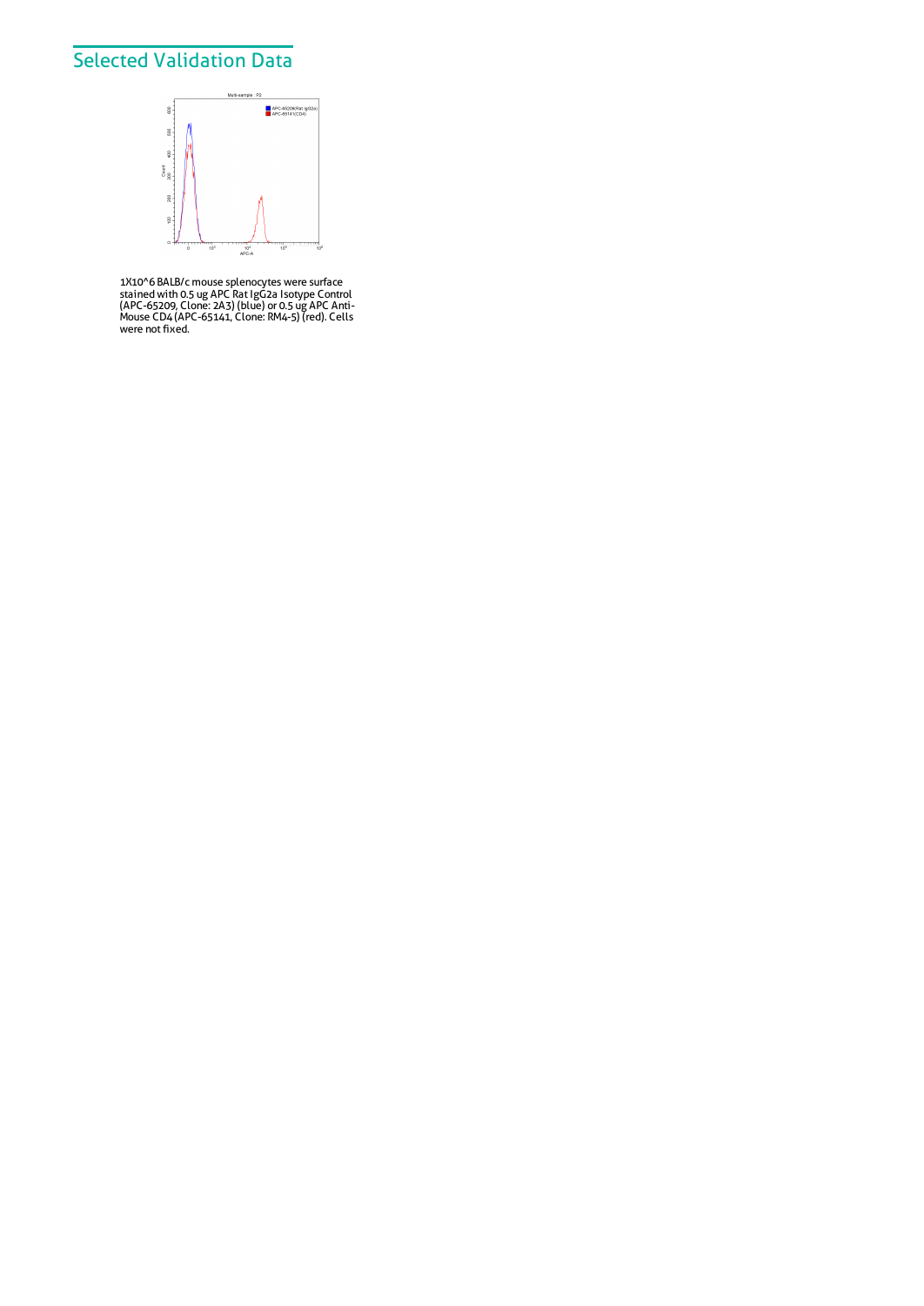## Selected Validation Data

Multi-sample : P2

APC-65209(Rat IgG2a)
APC-65141(CD4)

Count

600
500
400
300
200
100
0

0
$10^2$
$10^3$
$10^4$
$10^5$

APC-A

1X10^6 BALB/c mouse splenocytes were surface stained with 0.5 ug APC Rat IgG2a Isotype Control (APC-65209, Clone: 2A3) (blue) or 0.5 ug APC Anti-Mouse CD4 (APC-65141, Clone: RM4-5) (red). Cells were not fixed.